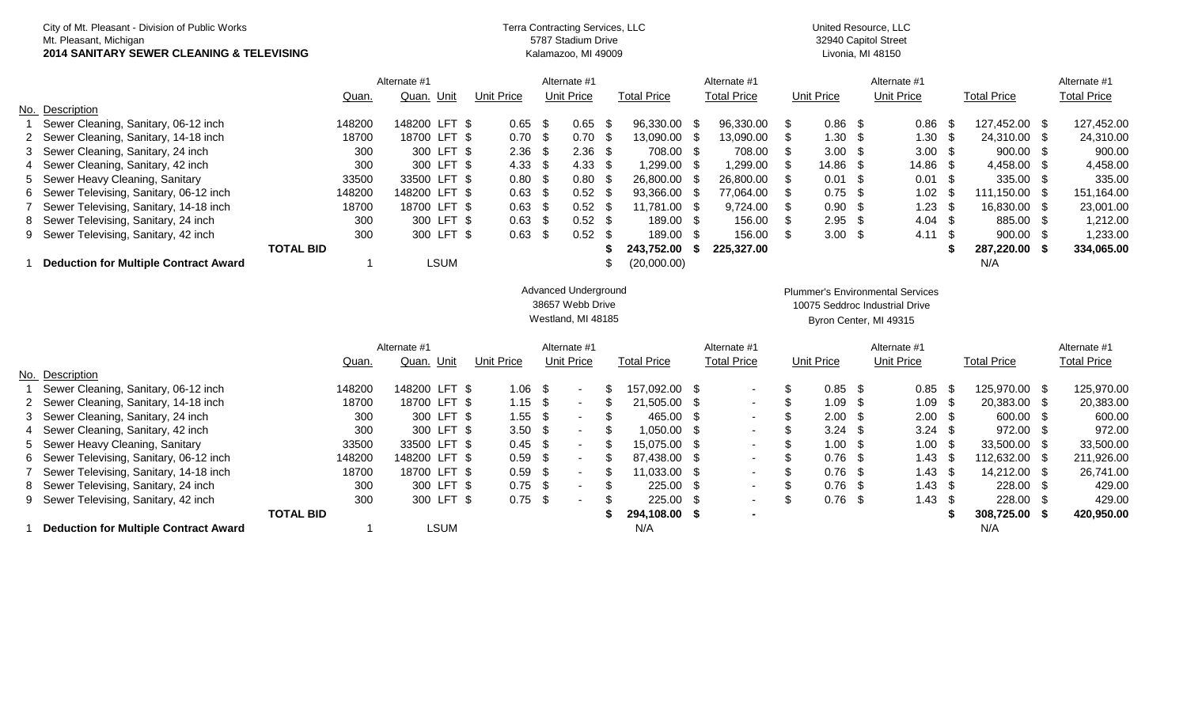City of Mt. Pleasant - Division of Public Works
Mt. Pleasant, Michigan
**2014 SANITARY SEWER CLEANING & TELEVISING**

| | | | | | Terra Contracting Services, LLC<br>5787 Stadium Drive<br>Kalamazoo, MI 49009 | | | | United Resource, LLC<br>32940 Capitol Street<br>Livonia, MI 48150 | | | |
|---|---|---|---|---|---|---|---|---|---|---|---|---|
| | | | Alternate #1 | | | Alternate #1 | | Alternate #1 | | Alternate #1 | | Alternate #1 |
| No. | Description | Quan. | Quan. | Unit | Unit Price | Unit Price | Total Price | Total Price | Unit Price | Unit Price | Total Price | Total Price |
| 1 | Sewer Cleaning, Sanitary, 06-12 inch | 148200 | 148200 | LFT | $ 0.65 | $ 0.65 | $ 96,330.00 | $ 96,330.00 | $ 0.86 | $ 0.86 | $ 127,452.00 | $ 127,452.00 |
| 2 | Sewer Cleaning, Sanitary, 14-18 inch | 18700 | 18700 | LFT | $ 0.70 | $ 0.70 | $ 13,090.00 | $ 13,090.00 | $ 1.30 | $ 1.30 | $ 24,310.00 | $ 24,310.00 |
| 3 | Sewer Cleaning, Sanitary, 24 inch | 300 | 300 | LFT | $ 2.36 | $ 2.36 | $ 708.00 | $ 708.00 | $ 3.00 | $ 3.00 | $ 900.00 | $ 900.00 |
| 4 | Sewer Cleaning, Sanitary, 42 inch | 300 | 300 | LFT | $ 4.33 | $ 4.33 | $ 1,299.00 | $ 1,299.00 | $ 14.86 | $ 14.86 | $ 4,458.00 | $ 4,458.00 |
| 5 | Sewer Heavy Cleaning, Sanitary | 33500 | 33500 | LFT | $ 0.80 | $ 0.80 | $ 26,800.00 | $ 26,800.00 | $ 0.01 | $ 0.01 | $ 335.00 | $ 335.00 |
| 6 | Sewer Televising, Sanitary, 06-12 inch | 148200 | 148200 | LFT | $ 0.63 | $ 0.52 | $ 93,366.00 | $ 77,064.00 | $ 0.75 | $ 1.02 | $ 111,150.00 | $ 151,164.00 |
| 7 | Sewer Televising, Sanitary, 14-18 inch | 18700 | 18700 | LFT | $ 0.63 | $ 0.52 | $ 11,781.00 | $ 9,724.00 | $ 0.90 | $ 1.23 | $ 16,830.00 | $ 23,001.00 |
| 8 | Sewer Televising, Sanitary, 24 inch | 300 | 300 | LFT | $ 0.63 | $ 0.52 | $ 189.00 | $ 156.00 | $ 2.95 | $ 4.04 | $ 885.00 | $ 1,212.00 |
| 9 | Sewer Televising, Sanitary, 42 inch | 300 | 300 | LFT | $ 0.63 | $ 0.52 | $ 189.00 | $ 156.00 | $ 3.00 | $ 4.11 | $ 900.00 | $ 1,233.00 |
| | **TOTAL BID** | | | | | | **$ 243,752.00** | **$ 225,327.00** | | | **$ 287,220.00** | **$ 334,065.00** |
| 1 | **Deduction for Multiple Contract Award** | 1 | | LSUM | | | $ (20,000.00) | | | | N/A | |

| | | | | | Advanced Underground<br>38657 Webb Drive<br>Westland, MI 48185 | | | | Plummer's Environmental Services<br>10075 Seddroc Industrial Drive<br>Byron Center, MI 49315 | | | |
|---|---|---|---|---|---|---|---|---|---|---|---|---|
| | | | Alternate #1 | | | Alternate #1 | | Alternate #1 | | Alternate #1 | | Alternate #1 |
| No. | Description | Quan. | Quan. | Unit | Unit Price | Unit Price | Total Price | Total Price | Unit Price | Unit Price | Total Price | Total Price |
| 1 | Sewer Cleaning, Sanitary, 06-12 inch | 148200 | 148200 | LFT | $ 1.06 | $ - | $ 157,092.00 | $ - | $ 0.85 | $ 0.85 | $ 125,970.00 | $ 125,970.00 |
| 2 | Sewer Cleaning, Sanitary, 14-18 inch | 18700 | 18700 | LFT | $ 1.15 | $ - | $ 21,505.00 | $ - | $ 1.09 | $ 1.09 | $ 20,383.00 | $ 20,383.00 |
| 3 | Sewer Cleaning, Sanitary, 24 inch | 300 | 300 | LFT | $ 1.55 | $ - | $ 465.00 | $ - | $ 2.00 | $ 2.00 | $ 600.00 | $ 600.00 |
| 4 | Sewer Cleaning, Sanitary, 42 inch | 300 | 300 | LFT | $ 3.50 | $ - | $ 1,050.00 | $ - | $ 3.24 | $ 3.24 | $ 972.00 | $ 972.00 |
| 5 | Sewer Heavy Cleaning, Sanitary | 33500 | 33500 | LFT | $ 0.45 | $ - | $ 15,075.00 | $ - | $ 1.00 | $ 1.00 | $ 33,500.00 | $ 33,500.00 |
| 6 | Sewer Televising, Sanitary, 06-12 inch | 148200 | 148200 | LFT | $ 0.59 | $ - | $ 87,438.00 | $ - | $ 0.76 | $ 1.43 | $ 112,632.00 | $ 211,926.00 |
| 7 | Sewer Televising, Sanitary, 14-18 inch | 18700 | 18700 | LFT | $ 0.59 | $ - | $ 11,033.00 | $ - | $ 0.76 | $ 1.43 | $ 14,212.00 | $ 26,741.00 |
| 8 | Sewer Televising, Sanitary, 24 inch | 300 | 300 | LFT | $ 0.75 | $ - | $ 225.00 | $ - | $ 0.76 | $ 1.43 | $ 228.00 | $ 429.00 |
| 9 | Sewer Televising, Sanitary, 42 inch | 300 | 300 | LFT | $ 0.75 | $ - | $ 225.00 | $ - | $ 0.76 | $ 1.43 | $ 228.00 | $ 429.00 |
| | **TOTAL BID** | | | | | | **$ 294,108.00** | **$ -** | | | **$ 308,725.00** | **$ 420,950.00** |
| 1 | **Deduction for Multiple Contract Award** | 1 | | LSUM | | | N/A | | | | N/A | |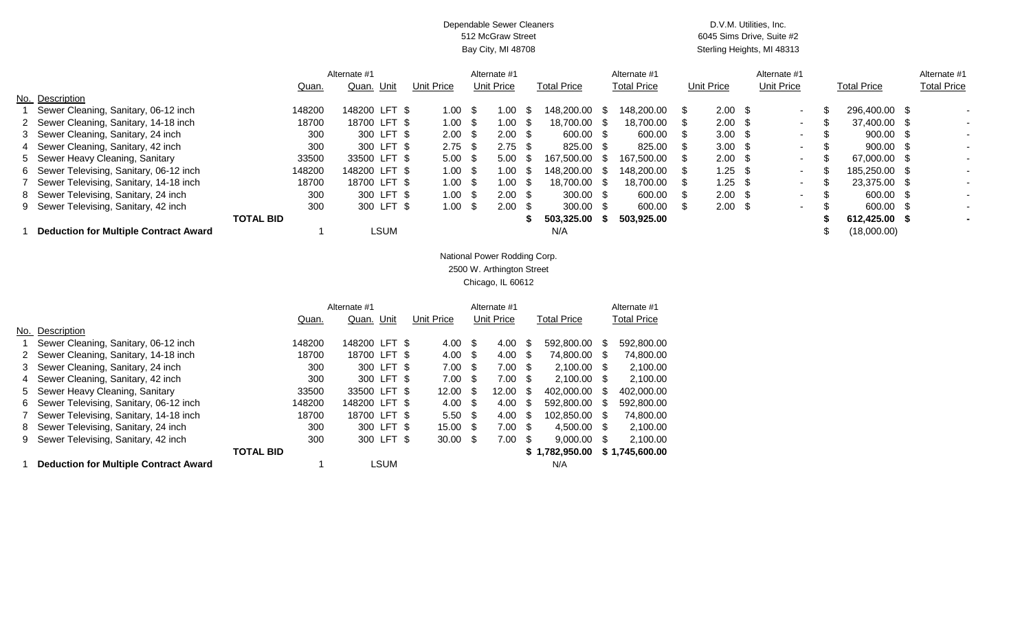| No. | Description | Quan. | Alternate #1 Quan. | Unit | Dependable Sewer Cleaners, 512 McGraw Street, Bay City, MI 48708 Unit Price | Alternate #1 Unit Price | Total Price | Alternate #1 Total Price | D.V.M. Utilities, Inc., 6045 Sims Drive, Suite #2, Sterling Heights, MI 48313 Unit Price | Alternate #1 Unit Price | Total Price | Alternate #1 Total Price |
|---|---|---|---|---|---|---|---|---|---|---|---|---|
| 1 | Sewer Cleaning, Sanitary, 06-12 inch | 148200 | 148200 | LFT | $ 1.00 | $ 1.00 | $ 148,200.00 | $ 148,200.00 | $ 2.00 | $ - | $ 296,400.00 | $ - |
| 2 | Sewer Cleaning, Sanitary, 14-18 inch | 18700 | 18700 | LFT | $ 1.00 | $ 1.00 | $ 18,700.00 | $ 18,700.00 | $ 2.00 | $ - | $ 37,400.00 | $ - |
| 3 | Sewer Cleaning, Sanitary, 24 inch | 300 | 300 | LFT | $ 2.00 | $ 2.00 | $ 600.00 | $ 600.00 | $ 3.00 | $ - | $ 900.00 | $ - |
| 4 | Sewer Cleaning, Sanitary, 42 inch | 300 | 300 | LFT | $ 2.75 | $ 2.75 | $ 825.00 | $ 825.00 | $ 3.00 | $ - | $ 900.00 | $ - |
| 5 | Sewer Heavy Cleaning, Sanitary | 33500 | 33500 | LFT | $ 5.00 | $ 5.00 | $ 167,500.00 | $ 167,500.00 | $ 2.00 | $ - | $ 67,000.00 | $ - |
| 6 | Sewer Televising, Sanitary, 06-12 inch | 148200 | 148200 | LFT | $ 1.00 | $ 1.00 | $ 148,200.00 | $ 148,200.00 | $ 1.25 | $ - | $ 185,250.00 | $ - |
| 7 | Sewer Televising, Sanitary, 14-18 inch | 18700 | 18700 | LFT | $ 1.00 | $ 1.00 | $ 18,700.00 | $ 18,700.00 | $ 1.25 | $ - | $ 23,375.00 | $ - |
| 8 | Sewer Televising, Sanitary, 24 inch | 300 | 300 | LFT | $ 1.00 | $ 2.00 | $ 300.00 | $ 600.00 | $ 2.00 | $ - | $ 600.00 | $ - |
| 9 | Sewer Televising, Sanitary, 42 inch | 300 | 300 | LFT | $ 1.00 | $ 2.00 | $ 300.00 | $ 600.00 | $ 2.00 | $ - | $ 600.00 | $ - |
| | **TOTAL BID** | | | | | | **$ 503,325.00** | **$ 503,925.00** | | | **$ 612,425.00** | **$ -** |
| 1 | **Deduction for Multiple Contract Award** | 1 | | LSUM | | | N/A | | | | $ (18,000.00) | |

| No. | Description | Quan. | Alternate #1 Quan. | Unit | National Power Rodding Corp., 2500 W. Arthington Street, Chicago, IL 60612 Unit Price | Alternate #1 Unit Price | Total Price | Alternate #1 Total Price |
|---|---|---|---|---|---|---|---|---|
| 1 | Sewer Cleaning, Sanitary, 06-12 inch | 148200 | 148200 | LFT | $ 4.00 | $ 4.00 | $ 592,800.00 | $ 592,800.00 |
| 2 | Sewer Cleaning, Sanitary, 14-18 inch | 18700 | 18700 | LFT | $ 4.00 | $ 4.00 | $ 74,800.00 | $ 74,800.00 |
| 3 | Sewer Cleaning, Sanitary, 24 inch | 300 | 300 | LFT | $ 7.00 | $ 7.00 | $ 2,100.00 | $ 2,100.00 |
| 4 | Sewer Cleaning, Sanitary, 42 inch | 300 | 300 | LFT | $ 7.00 | $ 7.00 | $ 2,100.00 | $ 2,100.00 |
| 5 | Sewer Heavy Cleaning, Sanitary | 33500 | 33500 | LFT | $ 12.00 | $ 12.00 | $ 402,000.00 | $ 402,000.00 |
| 6 | Sewer Televising, Sanitary, 06-12 inch | 148200 | 148200 | LFT | $ 4.00 | $ 4.00 | $ 592,800.00 | $ 592,800.00 |
| 7 | Sewer Televising, Sanitary, 14-18 inch | 18700 | 18700 | LFT | $ 5.50 | $ 4.00 | $ 102,850.00 | $ 74,800.00 |
| 8 | Sewer Televising, Sanitary, 24 inch | 300 | 300 | LFT | $ 15.00 | $ 7.00 | $ 4,500.00 | $ 2,100.00 |
| 9 | Sewer Televising, Sanitary, 42 inch | 300 | 300 | LFT | $ 30.00 | $ 7.00 | $ 9,000.00 | $ 2,100.00 |
| | **TOTAL BID** | | | | | | **$ 1,782,950.00** | **$ 1,745,600.00** |
| 1 | **Deduction for Multiple Contract Award** | 1 | | LSUM | | | N/A | |